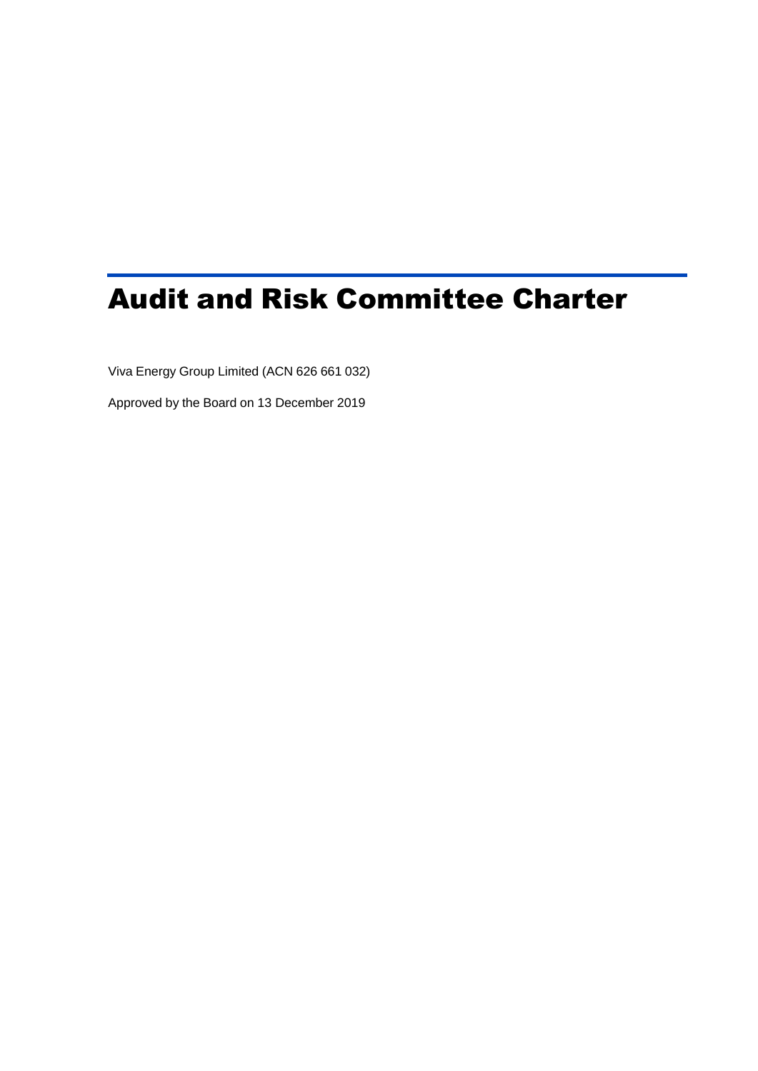# Audit and Risk Committee Charter

Viva Energy Group Limited (ACN 626 661 032)

Approved by the Board on 13 December 2019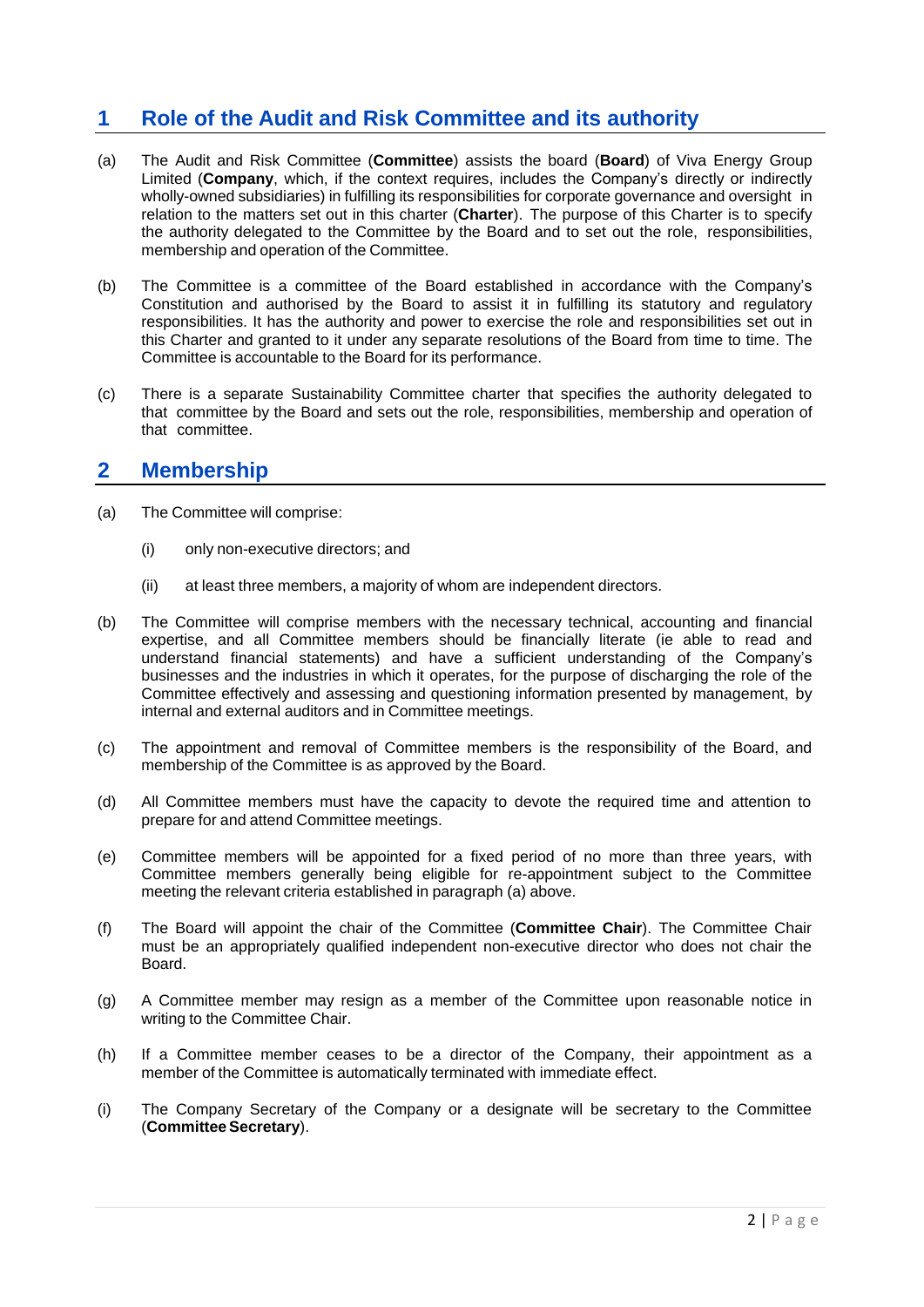## 1 Role of the Audit and Risk Committee and its authority

(a) The Audit and Risk Committee (**Committee**) assists the board (**Board**) of Viva Energy Group Limited (**Company**, which, if the context requires, includes the Company's directly or indirectly wholly-owned subsidiaries) in fulfilling its responsibilities for corporate governance and oversight in relation to the matters set out in this charter (**Charter**). The purpose of this Charter is to specify the authority delegated to the Committee by the Board and to set out the role, responsibilities, membership and operation of the Committee.

(b) The Committee is a committee of the Board established in accordance with the Company's Constitution and authorised by the Board to assist it in fulfilling its statutory and regulatory responsibilities. It has the authority and power to exercise the role and responsibilities set out in this Charter and granted to it under any separate resolutions of the Board from time to time. The Committee is accountable to the Board for its performance.

(c) There is a separate Sustainability Committee charter that specifies the authority delegated to that committee by the Board and sets out the role, responsibilities, membership and operation of that committee.

## 2 Membership

(a) The Committee will comprise:

  (i) only non-executive directors; and

  (ii) at least three members, a majority of whom are independent directors.

(b) The Committee will comprise members with the necessary technical, accounting and financial expertise, and all Committee members should be financially literate (ie able to read and understand financial statements) and have a sufficient understanding of the Company's businesses and the industries in which it operates, for the purpose of discharging the role of the Committee effectively and assessing and questioning information presented by management, by internal and external auditors and in Committee meetings.

(c) The appointment and removal of Committee members is the responsibility of the Board, and membership of the Committee is as approved by the Board.

(d) All Committee members must have the capacity to devote the required time and attention to prepare for and attend Committee meetings.

(e) Committee members will be appointed for a fixed period of no more than three years, with Committee members generally being eligible for re-appointment subject to the Committee meeting the relevant criteria established in paragraph (a) above.

(f) The Board will appoint the chair of the Committee (**Committee Chair**). The Committee Chair must be an appropriately qualified independent non-executive director who does not chair the Board.

(g) A Committee member may resign as a member of the Committee upon reasonable notice in writing to the Committee Chair.

(h) If a Committee member ceases to be a director of the Company, their appointment as a member of the Committee is automatically terminated with immediate effect.

(i) The Company Secretary of the Company or a designate will be secretary to the Committee (**Committee Secretary**).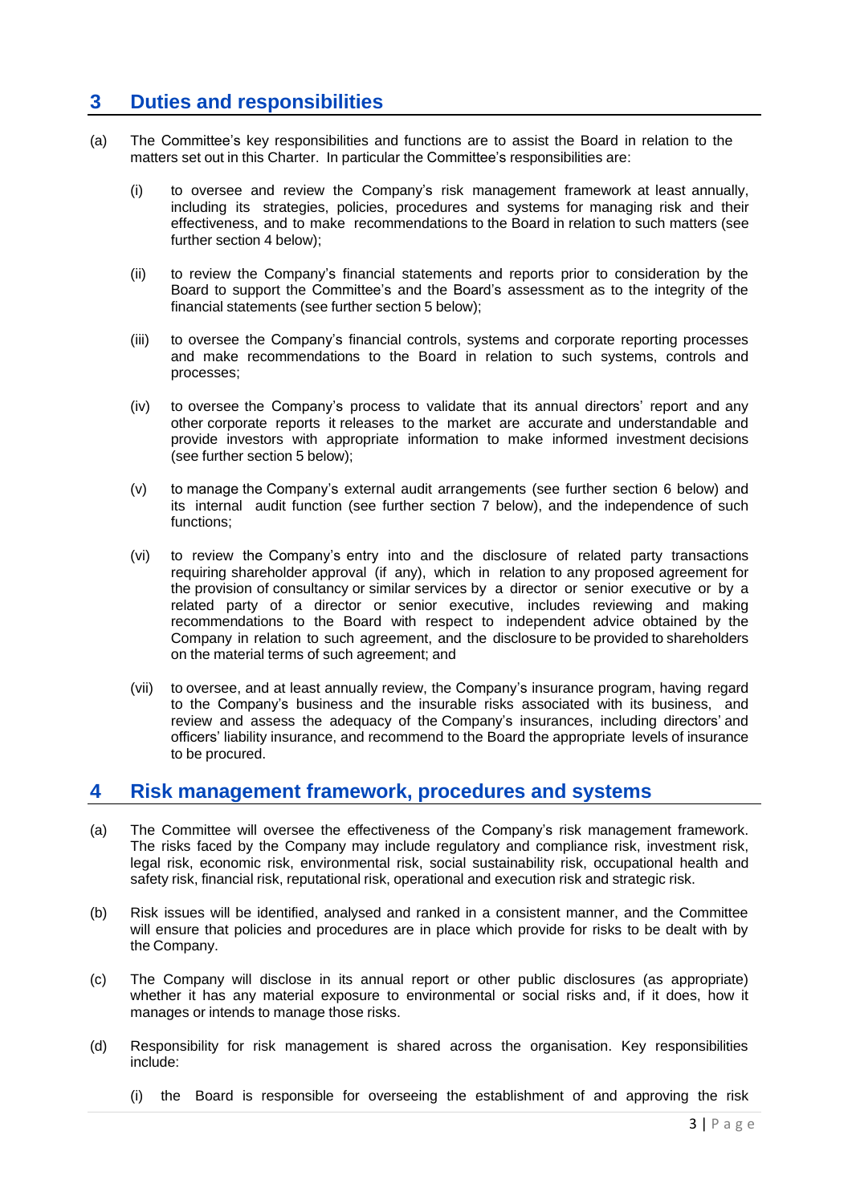## 3 Duties and responsibilities

(a) The Committee's key responsibilities and functions are to assist the Board in relation to the matters set out in this Charter. In particular the Committee's responsibilities are:

   (i) to oversee and review the Company's risk management framework at least annually, including its strategies, policies, procedures and systems for managing risk and their effectiveness, and to make recommendations to the Board in relation to such matters (see further section 4 below);

   (ii) to review the Company's financial statements and reports prior to consideration by the Board to support the Committee's and the Board's assessment as to the integrity of the financial statements (see further section 5 below);

   (iii) to oversee the Company's financial controls, systems and corporate reporting processes and make recommendations to the Board in relation to such systems, controls and processes;

   (iv) to oversee the Company's process to validate that its annual directors' report and any other corporate reports it releases to the market are accurate and understandable and provide investors with appropriate information to make informed investment decisions (see further section 5 below);

   (v) to manage the Company's external audit arrangements (see further section 6 below) and its internal audit function (see further section 7 below), and the independence of such functions;

   (vi) to review the Company's entry into and the disclosure of related party transactions requiring shareholder approval (if any), which in relation to any proposed agreement for the provision of consultancy or similar services by a director or senior executive or by a related party of a director or senior executive, includes reviewing and making recommendations to the Board with respect to independent advice obtained by the Company in relation to such agreement, and the disclosure to be provided to shareholders on the material terms of such agreement; and

   (vii) to oversee, and at least annually review, the Company's insurance program, having regard to the Company's business and the insurable risks associated with its business, and review and assess the adequacy of the Company's insurances, including directors' and officers' liability insurance, and recommend to the Board the appropriate levels of insurance to be procured.

## 4 Risk management framework, procedures and systems

(a) The Committee will oversee the effectiveness of the Company's risk management framework. The risks faced by the Company may include regulatory and compliance risk, investment risk, legal risk, economic risk, environmental risk, social sustainability risk, occupational health and safety risk, financial risk, reputational risk, operational and execution risk and strategic risk.

(b) Risk issues will be identified, analysed and ranked in a consistent manner, and the Committee will ensure that policies and procedures are in place which provide for risks to be dealt with by the Company.

(c) The Company will disclose in its annual report or other public disclosures (as appropriate) whether it has any material exposure to environmental or social risks and, if it does, how it manages or intends to manage those risks.

(d) Responsibility for risk management is shared across the organisation. Key responsibilities include:

   (i) the Board is responsible for overseeing the establishment of and approving the risk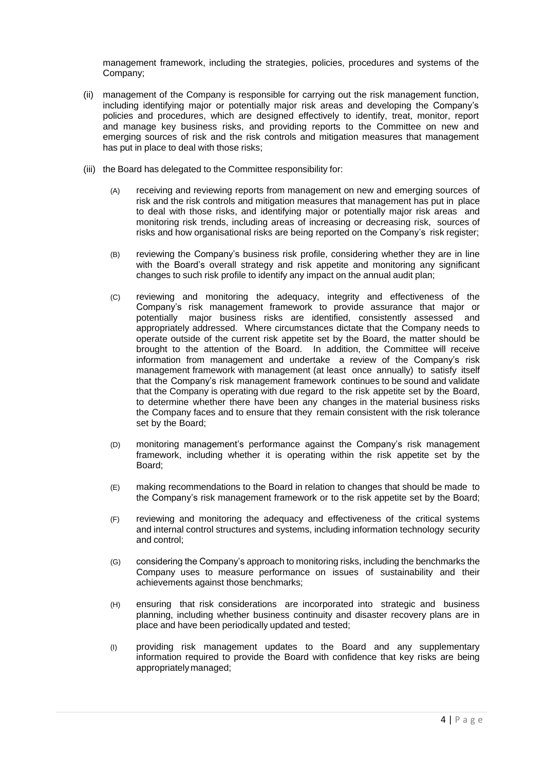management framework, including the strategies, policies, procedures and systems of the Company;

(ii) management of the Company is responsible for carrying out the risk management function, including identifying major or potentially major risk areas and developing the Company's policies and procedures, which are designed effectively to identify, treat, monitor, report and manage key business risks, and providing reports to the Committee on new and emerging sources of risk and the risk controls and mitigation measures that management has put in place to deal with those risks;

(iii) the Board has delegated to the Committee responsibility for:

   (A) receiving and reviewing reports from management on new and emerging sources of risk and the risk controls and mitigation measures that management has put in place to deal with those risks, and identifying major or potentially major risk areas and monitoring risk trends, including areas of increasing or decreasing risk, sources of risks and how organisational risks are being reported on the Company's risk register;

   (B) reviewing the Company's business risk profile, considering whether they are in line with the Board's overall strategy and risk appetite and monitoring any significant changes to such risk profile to identify any impact on the annual audit plan;

   (C) reviewing and monitoring the adequacy, integrity and effectiveness of the Company's risk management framework to provide assurance that major or potentially major business risks are identified, consistently assessed and appropriately addressed. Where circumstances dictate that the Company needs to operate outside of the current risk appetite set by the Board, the matter should be brought to the attention of the Board. In addition, the Committee will receive information from management and undertake a review of the Company's risk management framework with management (at least once annually) to satisfy itself that the Company's risk management framework continues to be sound and validate that the Company is operating with due regard to the risk appetite set by the Board, to determine whether there have been any changes in the material business risks the Company faces and to ensure that they remain consistent with the risk tolerance set by the Board;

   (D) monitoring management's performance against the Company's risk management framework, including whether it is operating within the risk appetite set by the Board;

   (E) making recommendations to the Board in relation to changes that should be made to the Company's risk management framework or to the risk appetite set by the Board;

   (F) reviewing and monitoring the adequacy and effectiveness of the critical systems and internal control structures and systems, including information technology security and control;

   (G) considering the Company's approach to monitoring risks, including the benchmarks the Company uses to measure performance on issues of sustainability and their achievements against those benchmarks;

   (H) ensuring that risk considerations are incorporated into strategic and business planning, including whether business continuity and disaster recovery plans are in place and have been periodically updated and tested;

   (I) providing risk management updates to the Board and any supplementary information required to provide the Board with confidence that key risks are being appropriately managed;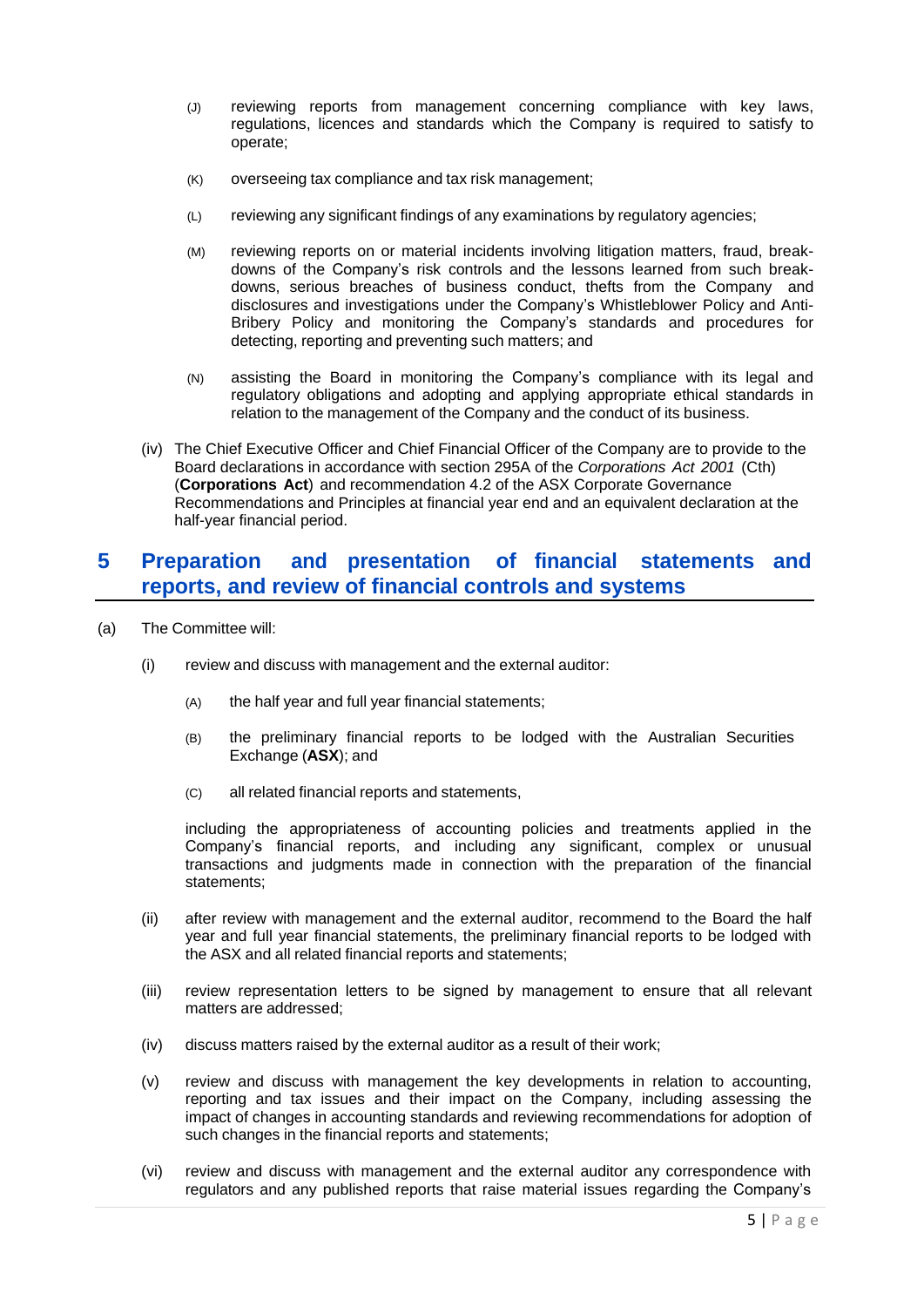(J) reviewing reports from management concerning compliance with key laws, regulations, licences and standards which the Company is required to satisfy to operate;

(K) overseeing tax compliance and tax risk management;

(L) reviewing any significant findings of any examinations by regulatory agencies;

(M) reviewing reports on or material incidents involving litigation matters, fraud, break-downs of the Company's risk controls and the lessons learned from such break-downs, serious breaches of business conduct, thefts from the Company and disclosures and investigations under the Company's Whistleblower Policy and Anti-Bribery Policy and monitoring the Company's standards and procedures for detecting, reporting and preventing such matters; and

(N) assisting the Board in monitoring the Company's compliance with its legal and regulatory obligations and adopting and applying appropriate ethical standards in relation to the management of the Company and the conduct of its business.

(iv) The Chief Executive Officer and Chief Financial Officer of the Company are to provide to the Board declarations in accordance with section 295A of the *Corporations Act 2001* (Cth) (**Corporations Act**) and recommendation 4.2 of the ASX Corporate Governance Recommendations and Principles at financial year end and an equivalent declaration at the half-year financial period.

## 5 Preparation and presentation of financial statements and reports, and review of financial controls and systems

(a) The Committee will:

(i) review and discuss with management and the external auditor:

(A) the half year and full year financial statements;

(B) the preliminary financial reports to be lodged with the Australian Securities Exchange (**ASX**); and

(C) all related financial reports and statements,

including the appropriateness of accounting policies and treatments applied in the Company's financial reports, and including any significant, complex or unusual transactions and judgments made in connection with the preparation of the financial statements;

(ii) after review with management and the external auditor, recommend to the Board the half year and full year financial statements, the preliminary financial reports to be lodged with the ASX and all related financial reports and statements;

(iii) review representation letters to be signed by management to ensure that all relevant matters are addressed;

(iv) discuss matters raised by the external auditor as a result of their work;

(v) review and discuss with management the key developments in relation to accounting, reporting and tax issues and their impact on the Company, including assessing the impact of changes in accounting standards and reviewing recommendations for adoption of such changes in the financial reports and statements;

(vi) review and discuss with management and the external auditor any correspondence with regulators and any published reports that raise material issues regarding the Company's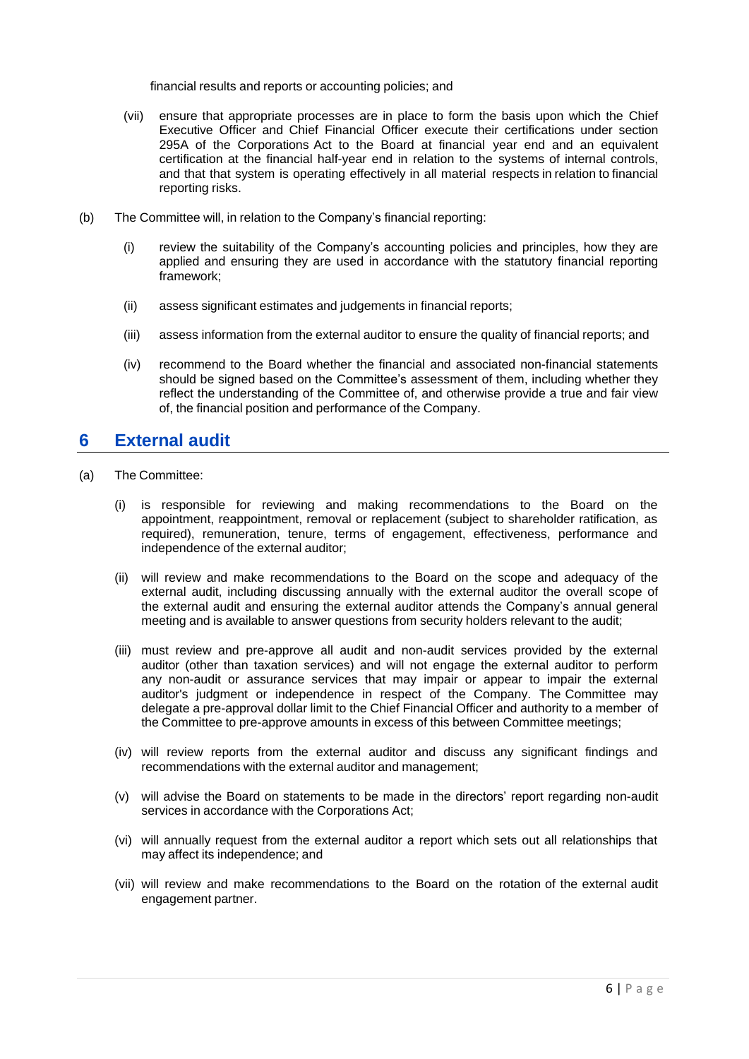financial results and reports or accounting policies; and

(vii) ensure that appropriate processes are in place to form the basis upon which the Chief Executive Officer and Chief Financial Officer execute their certifications under section 295A of the Corporations Act to the Board at financial year end and an equivalent certification at the financial half-year end in relation to the systems of internal controls, and that that system is operating effectively in all material respects in relation to financial reporting risks.

(b) The Committee will, in relation to the Company's financial reporting:

(i) review the suitability of the Company's accounting policies and principles, how they are applied and ensuring they are used in accordance with the statutory financial reporting framework;

(ii) assess significant estimates and judgements in financial reports;

(iii) assess information from the external auditor to ensure the quality of financial reports; and

(iv) recommend to the Board whether the financial and associated non-financial statements should be signed based on the Committee's assessment of them, including whether they reflect the understanding of the Committee of, and otherwise provide a true and fair view of, the financial position and performance of the Company.

## 6 External audit

(a) The Committee:

(i) is responsible for reviewing and making recommendations to the Board on the appointment, reappointment, removal or replacement (subject to shareholder ratification, as required), remuneration, tenure, terms of engagement, effectiveness, performance and independence of the external auditor;

(ii) will review and make recommendations to the Board on the scope and adequacy of the external audit, including discussing annually with the external auditor the overall scope of the external audit and ensuring the external auditor attends the Company's annual general meeting and is available to answer questions from security holders relevant to the audit;

(iii) must review and pre-approve all audit and non-audit services provided by the external auditor (other than taxation services) and will not engage the external auditor to perform any non-audit or assurance services that may impair or appear to impair the external auditor's judgment or independence in respect of the Company. The Committee may delegate a pre-approval dollar limit to the Chief Financial Officer and authority to a member of the Committee to pre-approve amounts in excess of this between Committee meetings;

(iv) will review reports from the external auditor and discuss any significant findings and recommendations with the external auditor and management;

(v) will advise the Board on statements to be made in the directors' report regarding non-audit services in accordance with the Corporations Act;

(vi) will annually request from the external auditor a report which sets out all relationships that may affect its independence; and

(vii) will review and make recommendations to the Board on the rotation of the external audit engagement partner.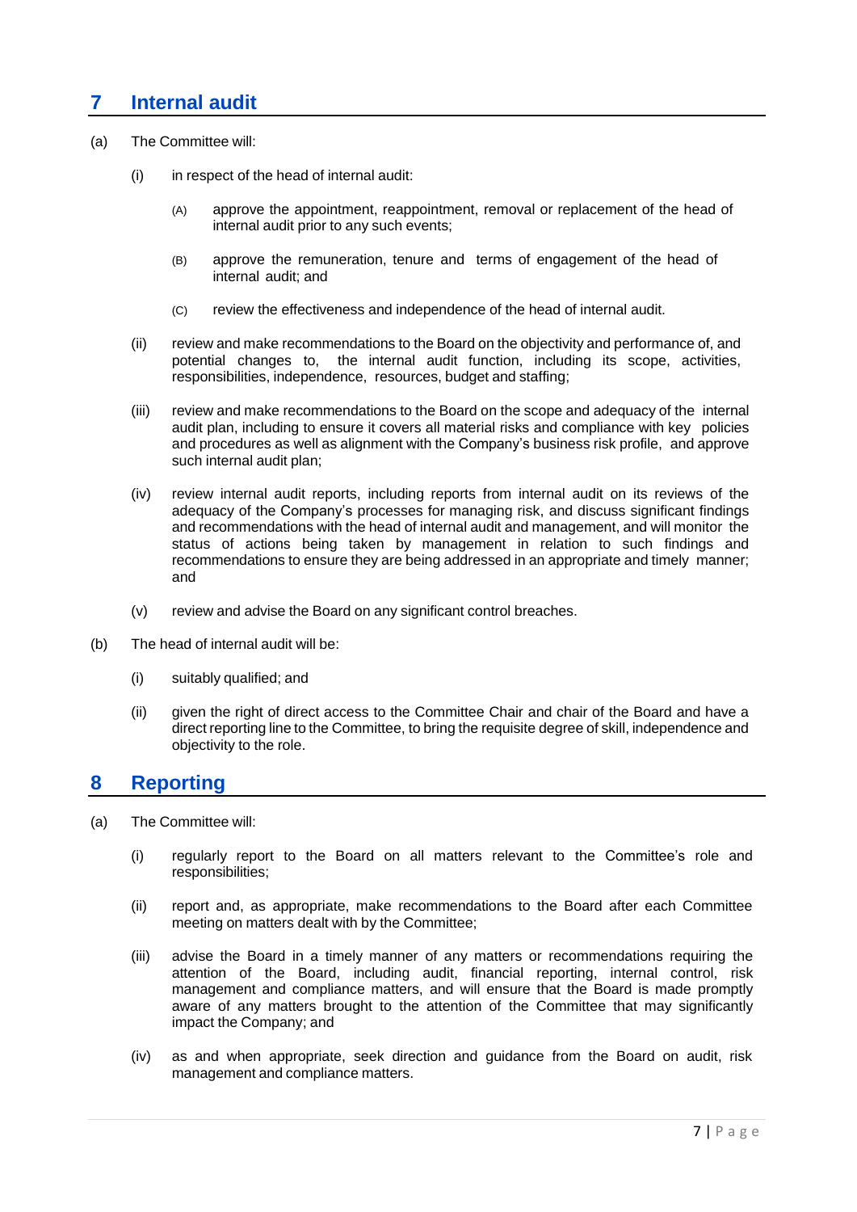## 7 Internal audit

(a) The Committee will:

  (i) in respect of the head of internal audit:

    (A) approve the appointment, reappointment, removal or replacement of the head of internal audit prior to any such events;

    (B) approve the remuneration, tenure and terms of engagement of the head of internal audit; and

    (C) review the effectiveness and independence of the head of internal audit.

  (ii) review and make recommendations to the Board on the objectivity and performance of, and potential changes to, the internal audit function, including its scope, activities, responsibilities, independence, resources, budget and staffing;

  (iii) review and make recommendations to the Board on the scope and adequacy of the internal audit plan, including to ensure it covers all material risks and compliance with key policies and procedures as well as alignment with the Company's business risk profile, and approve such internal audit plan;

  (iv) review internal audit reports, including reports from internal audit on its reviews of the adequacy of the Company's processes for managing risk, and discuss significant findings and recommendations with the head of internal audit and management, and will monitor the status of actions being taken by management in relation to such findings and recommendations to ensure they are being addressed in an appropriate and timely manner; and

  (v) review and advise the Board on any significant control breaches.

(b) The head of internal audit will be:

  (i) suitably qualified; and

  (ii) given the right of direct access to the Committee Chair and chair of the Board and have a direct reporting line to the Committee, to bring the requisite degree of skill, independence and objectivity to the role.

## 8 Reporting

(a) The Committee will:

  (i) regularly report to the Board on all matters relevant to the Committee's role and responsibilities;

  (ii) report and, as appropriate, make recommendations to the Board after each Committee meeting on matters dealt with by the Committee;

  (iii) advise the Board in a timely manner of any matters or recommendations requiring the attention of the Board, including audit, financial reporting, internal control, risk management and compliance matters, and will ensure that the Board is made promptly aware of any matters brought to the attention of the Committee that may significantly impact the Company; and

  (iv) as and when appropriate, seek direction and guidance from the Board on audit, risk management and compliance matters.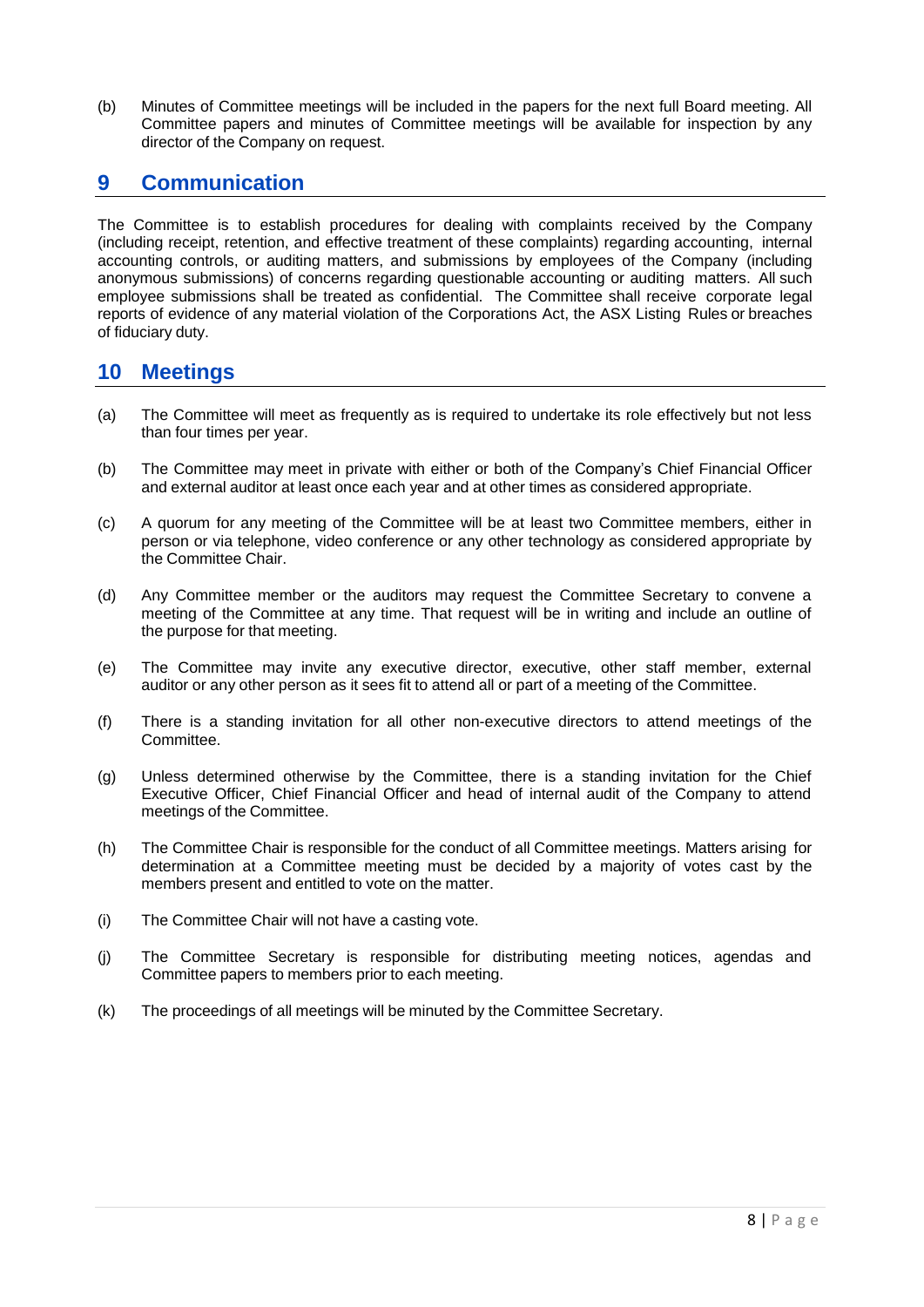(b) Minutes of Committee meetings will be included in the papers for the next full Board meeting. All Committee papers and minutes of Committee meetings will be available for inspection by any director of the Company on request.

## 9 Communication

The Committee is to establish procedures for dealing with complaints received by the Company (including receipt, retention, and effective treatment of these complaints) regarding accounting, internal accounting controls, or auditing matters, and submissions by employees of the Company (including anonymous submissions) of concerns regarding questionable accounting or auditing matters. All such employee submissions shall be treated as confidential. The Committee shall receive corporate legal reports of evidence of any material violation of the Corporations Act, the ASX Listing Rules or breaches of fiduciary duty.

## 10 Meetings

(a) The Committee will meet as frequently as is required to undertake its role effectively but not less than four times per year.

(b) The Committee may meet in private with either or both of the Company's Chief Financial Officer and external auditor at least once each year and at other times as considered appropriate.

(c) A quorum for any meeting of the Committee will be at least two Committee members, either in person or via telephone, video conference or any other technology as considered appropriate by the Committee Chair.

(d) Any Committee member or the auditors may request the Committee Secretary to convene a meeting of the Committee at any time. That request will be in writing and include an outline of the purpose for that meeting.

(e) The Committee may invite any executive director, executive, other staff member, external auditor or any other person as it sees fit to attend all or part of a meeting of the Committee.

(f) There is a standing invitation for all other non-executive directors to attend meetings of the Committee.

(g) Unless determined otherwise by the Committee, there is a standing invitation for the Chief Executive Officer, Chief Financial Officer and head of internal audit of the Company to attend meetings of the Committee.

(h) The Committee Chair is responsible for the conduct of all Committee meetings. Matters arising for determination at a Committee meeting must be decided by a majority of votes cast by the members present and entitled to vote on the matter.

(i) The Committee Chair will not have a casting vote.

(j) The Committee Secretary is responsible for distributing meeting notices, agendas and Committee papers to members prior to each meeting.

(k) The proceedings of all meetings will be minuted by the Committee Secretary.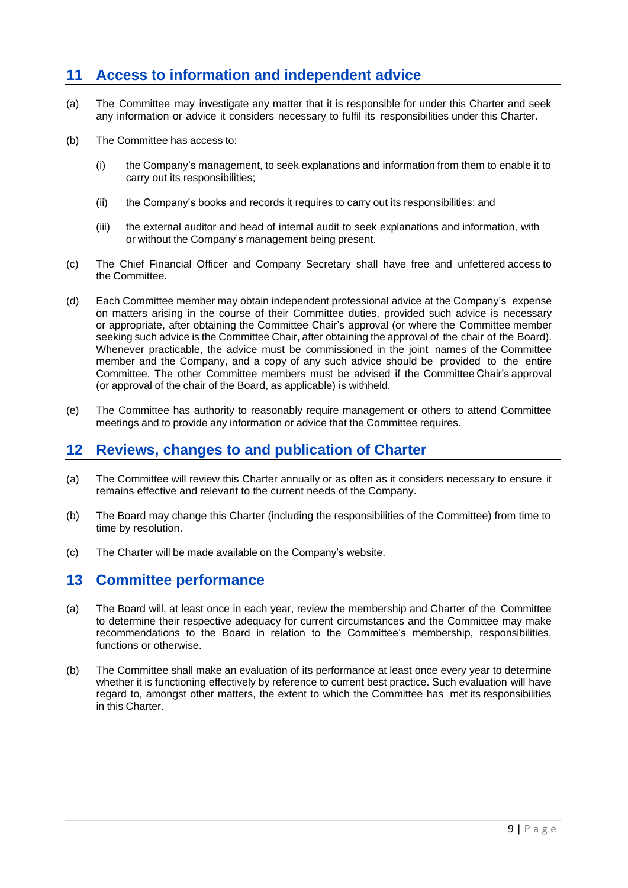## 11 Access to information and independent advice

(a) The Committee may investigate any matter that it is responsible for under this Charter and seek any information or advice it considers necessary to fulfil its responsibilities under this Charter.

(b) The Committee has access to:

   (i) the Company's management, to seek explanations and information from them to enable it to carry out its responsibilities;

   (ii) the Company's books and records it requires to carry out its responsibilities; and

   (iii) the external auditor and head of internal audit to seek explanations and information, with or without the Company's management being present.

(c) The Chief Financial Officer and Company Secretary shall have free and unfettered access to the Committee.

(d) Each Committee member may obtain independent professional advice at the Company's expense on matters arising in the course of their Committee duties, provided such advice is necessary or appropriate, after obtaining the Committee Chair's approval (or where the Committee member seeking such advice is the Committee Chair, after obtaining the approval of the chair of the Board). Whenever practicable, the advice must be commissioned in the joint names of the Committee member and the Company, and a copy of any such advice should be provided to the entire Committee. The other Committee members must be advised if the Committee Chair's approval (or approval of the chair of the Board, as applicable) is withheld.

(e) The Committee has authority to reasonably require management or others to attend Committee meetings and to provide any information or advice that the Committee requires.

## 12 Reviews, changes to and publication of Charter

(a) The Committee will review this Charter annually or as often as it considers necessary to ensure it remains effective and relevant to the current needs of the Company.

(b) The Board may change this Charter (including the responsibilities of the Committee) from time to time by resolution.

(c) The Charter will be made available on the Company's website.

## 13 Committee performance

(a) The Board will, at least once in each year, review the membership and Charter of the Committee to determine their respective adequacy for current circumstances and the Committee may make recommendations to the Board in relation to the Committee's membership, responsibilities, functions or otherwise.

(b) The Committee shall make an evaluation of its performance at least once every year to determine whether it is functioning effectively by reference to current best practice. Such evaluation will have regard to, amongst other matters, the extent to which the Committee has met its responsibilities in this Charter.